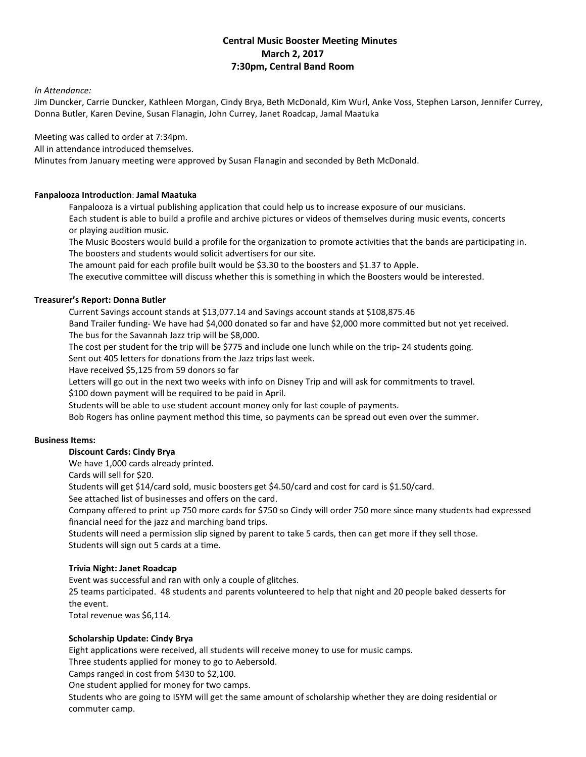# Central Music Booster Meeting Minutes
## March 2, 2017
## 7:30pm, Central Band Room

*In Attendance:*

Jim Duncker, Carrie Duncker, Kathleen Morgan, Cindy Brya, Beth McDonald, Kim Wurl, Anke Voss, Stephen Larson, Jennifer Currey, Donna Butler, Karen Devine, Susan Flanagin, John Currey, Janet Roadcap, Jamal Maatuka

Meeting was called to order at 7:34pm.
All in attendance introduced themselves.
Minutes from January meeting were approved by Susan Flanagin and seconded by Beth McDonald.

**Fanpalooza Introduction**: **Jamal Maatuka**

Fanpalooza is a virtual publishing application that could help us to increase exposure of our musicians.
Each student is able to build a profile and archive pictures or videos of themselves during music events, concerts or playing audition music.
The Music Boosters would build a profile for the organization to promote activities that the bands are participating in.
The boosters and students would solicit advertisers for our site.
The amount paid for each profile built would be $3.30 to the boosters and $1.37 to Apple.
The executive committee will discuss whether this is something in which the Boosters would be interested.

**Treasurer's Report: Donna Butler**

Current Savings account stands at $13,077.14 and Savings account stands at $108,875.46
Band Trailer funding- We have had $4,000 donated so far and have $2,000 more committed but not yet received.
The bus for the Savannah Jazz trip will be $8,000.
The cost per student for the trip will be $775 and include one lunch while on the trip- 24 students going.
Sent out 405 letters for donations from the Jazz trips last week.
Have received $5,125 from 59 donors so far
Letters will go out in the next two weeks with info on Disney Trip and will ask for commitments to travel.
$100 down payment will be required to be paid in April.
Students will be able to use student account money only for last couple of payments.
Bob Rogers has online payment method this time, so payments can be spread out even over the summer.

**Business Items:**

**Discount Cards: Cindy Brya**

We have 1,000 cards already printed.
Cards will sell for $20.
Students will get $14/card sold, music boosters get $4.50/card and cost for card is $1.50/card.
See attached list of businesses and offers on the card.
Company offered to print up 750 more cards for $750 so Cindy will order 750 more since many students had expressed financial need for the jazz and marching band trips.
Students will need a permission slip signed by parent to take 5 cards, then can get more if they sell those.
Students will sign out 5 cards at a time.

**Trivia Night: Janet Roadcap**

Event was successful and ran with only a couple of glitches.
25 teams participated. 48 students and parents volunteered to help that night and 20 people baked desserts for the event.
Total revenue was $6,114.

**Scholarship Update: Cindy Brya**

Eight applications were received, all students will receive money to use for music camps.
Three students applied for money to go to Aebersold.
Camps ranged in cost from $430 to $2,100.
One student applied for money for two camps.
Students who are going to ISYM will get the same amount of scholarship whether they are doing residential or commuter camp.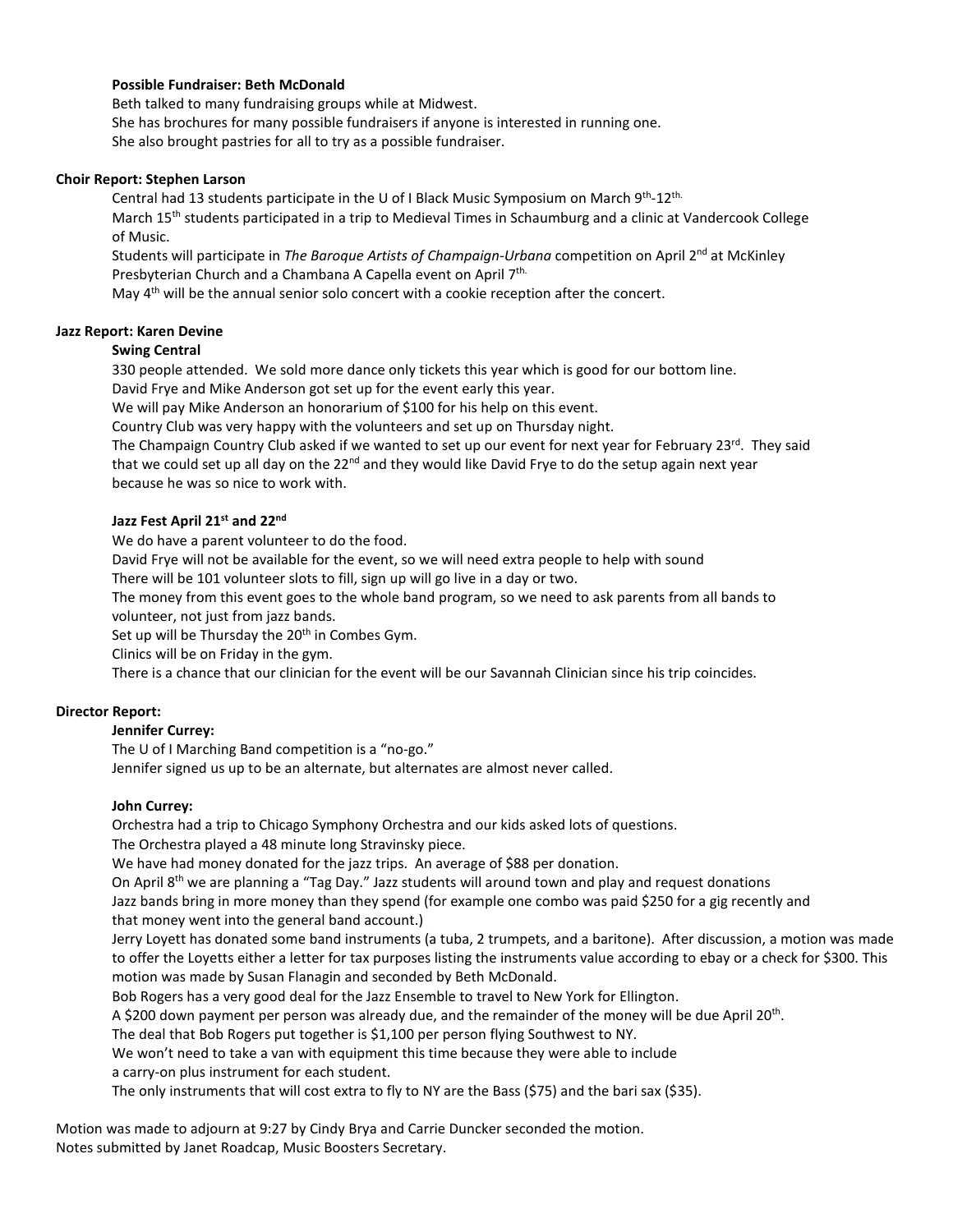**Possible Fundraiser: Beth McDonald**

Beth talked to many fundraising groups while at Midwest.
She has brochures for many possible fundraisers if anyone is interested in running one.
She also brought pastries for all to try as a possible fundraiser.

**Choir Report: Stephen Larson**

Central had 13 students participate in the U of I Black Music Symposium on March 9th-12th.
March 15th students participated in a trip to Medieval Times in Schaumburg and a clinic at Vandercook College of Music.
Students will participate in *The Baroque Artists of Champaign-Urbana* competition on April 2nd at McKinley Presbyterian Church and a Chambana A Capella event on April 7th.
May 4th will be the annual senior solo concert with a cookie reception after the concert.

**Jazz Report: Karen Devine**

**Swing Central**

330 people attended. We sold more dance only tickets this year which is good for our bottom line.
David Frye and Mike Anderson got set up for the event early this year.
We will pay Mike Anderson an honorarium of $100 for his help on this event.
Country Club was very happy with the volunteers and set up on Thursday night.
The Champaign Country Club asked if we wanted to set up our event for next year for February 23rd. They said that we could set up all day on the 22nd and they would like David Frye to do the setup again next year because he was so nice to work with.

**Jazz Fest April 21st and 22nd**

We do have a parent volunteer to do the food.
David Frye will not be available for the event, so we will need extra people to help with sound
There will be 101 volunteer slots to fill, sign up will go live in a day or two.
The money from this event goes to the whole band program, so we need to ask parents from all bands to volunteer, not just from jazz bands.
Set up will be Thursday the 20th in Combes Gym.
Clinics will be on Friday in the gym.
There is a chance that our clinician for the event will be our Savannah Clinician since his trip coincides.

**Director Report:**

**Jennifer Currey:**

The U of I Marching Band competition is a "no-go."
Jennifer signed us up to be an alternate, but alternates are almost never called.

**John Currey:**

Orchestra had a trip to Chicago Symphony Orchestra and our kids asked lots of questions.
The Orchestra played a 48 minute long Stravinsky piece.
We have had money donated for the jazz trips. An average of $88 per donation.
On April 8th we are planning a "Tag Day." Jazz students will around town and play and request donations
Jazz bands bring in more money than they spend (for example one combo was paid $250 for a gig recently and that money went into the general band account.)
Jerry Loyett has donated some band instruments (a tuba, 2 trumpets, and a baritone). After discussion, a motion was made to offer the Loyetts either a letter for tax purposes listing the instruments value according to ebay or a check for $300. This motion was made by Susan Flanagin and seconded by Beth McDonald.
Bob Rogers has a very good deal for the Jazz Ensemble to travel to New York for Ellington.
A $200 down payment per person was already due, and the remainder of the money will be due April 20th.
The deal that Bob Rogers put together is $1,100 per person flying Southwest to NY.
We won't need to take a van with equipment this time because they were able to include a carry-on plus instrument for each student.
The only instruments that will cost extra to fly to NY are the Bass ($75) and the bari sax ($35).

Motion was made to adjourn at 9:27 by Cindy Brya and Carrie Duncker seconded the motion.
Notes submitted by Janet Roadcap, Music Boosters Secretary.